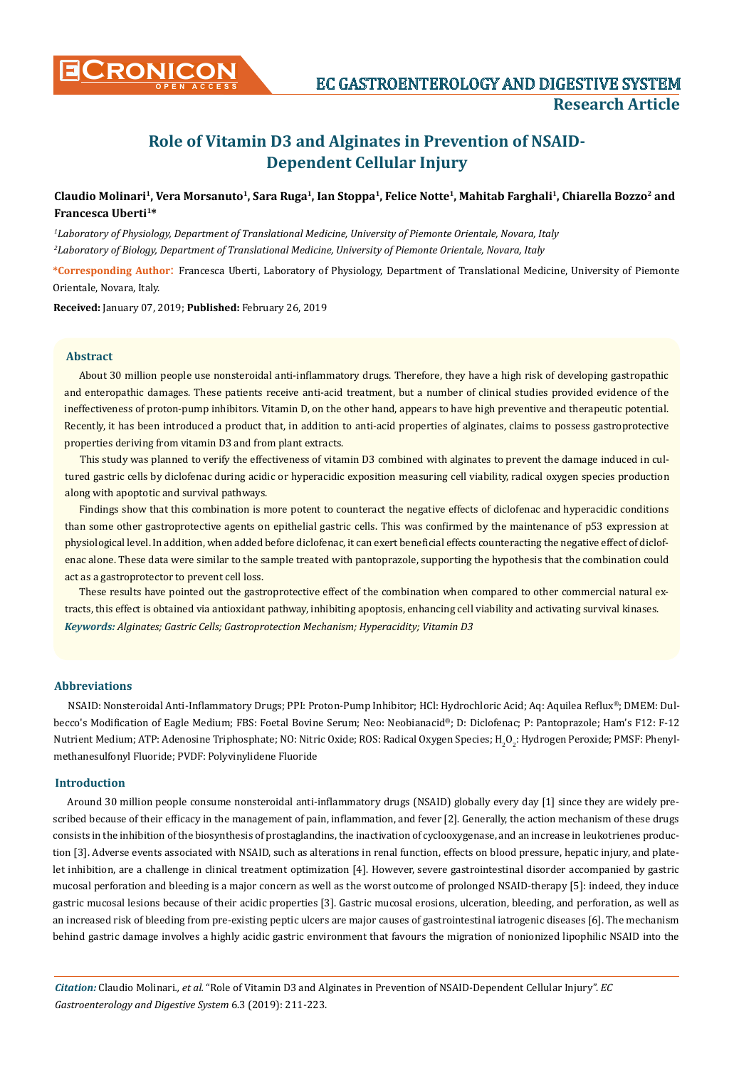# Role of Vitamin D3 and Alginates in Prevention of NSAID-Dependent Cellular Injury

**Claudio Molinari[1], Vera Morsanuto[1], Sara Ruga[1], Ian Stoppa[1], Felice Notte[1], Mahitab Farghali[1], Chiarella Bozzo[2] and Francesca Uberti[1]***

*[1]Laboratory of Physiology, Department of Translational Medicine, University of Piemonte Orientale, Novara, Italy*

*[2]Laboratory of Biology, Department of Translational Medicine, University of Piemonte Orientale, Novara, Italy*

**\*Corresponding Author:** Francesca Uberti, Laboratory of Physiology, Department of Translational Medicine, University of Piemonte Orientale, Novara, Italy.

**Received:** January 07, 2019; **Published:** February 26, 2019

### Abstract

About 30 million people use nonsteroidal anti-inflammatory drugs. Therefore, they have a high risk of developing gastropathic and enteropathic damages. These patients receive anti-acid treatment, but a number of clinical studies provided evidence of the ineffectiveness of proton-pump inhibitors. Vitamin D, on the other hand, appears to have high preventive and therapeutic potential. Recently, it has been introduced a product that, in addition to anti-acid properties of alginates, claims to possess gastroprotective properties deriving from vitamin D3 and from plant extracts.

This study was planned to verify the effectiveness of vitamin D3 combined with alginates to prevent the damage induced in cultured gastric cells by diclofenac during acidic or hyperacidic exposition measuring cell viability, radical oxygen species production along with apoptotic and survival pathways.

Findings show that this combination is more potent to counteract the negative effects of diclofenac and hyperacidic conditions than some other gastroprotective agents on epithelial gastric cells. This was confirmed by the maintenance of p53 expression at physiological level. In addition, when added before diclofenac, it can exert beneficial effects counteracting the negative effect of diclofenac alone. These data were similar to the sample treated with pantoprazole, supporting the hypothesis that the combination could act as a gastroprotector to prevent cell loss.

These results have pointed out the gastroprotective effect of the combination when compared to other commercial natural extracts, this effect is obtained via antioxidant pathway, inhibiting apoptosis, enhancing cell viability and activating survival kinases.

***Keywords:*** *Alginates; Gastric Cells; Gastroprotection Mechanism; Hyperacidity; Vitamin D3*

### Abbreviations

NSAID: Nonsteroidal Anti-Inflammatory Drugs; PPI: Proton-Pump Inhibitor; HCl: Hydrochloric Acid; Aq: Aquilea Reflux®; DMEM: Dulbecco's Modification of Eagle Medium; FBS: Foetal Bovine Serum; Neo: Neobianacid®; D: Diclofenac; P: Pantoprazole; Ham's F12: F-12 Nutrient Medium; ATP: Adenosine Triphosphate; NO: Nitric Oxide; ROS: Radical Oxygen Species; $H_2O_2$: Hydrogen Peroxide; PMSF: Phenylmethanesulfonyl Fluoride; PVDF: Polyvinylidene Fluoride

### Introduction

Around 30 million people consume nonsteroidal anti-inflammatory drugs (NSAID) globally every day [1] since they are widely prescribed because of their efficacy in the management of pain, inflammation, and fever [2]. Generally, the action mechanism of these drugs consists in the inhibition of the biosynthesis of prostaglandins, the inactivation of cyclooxygenase, and an increase in leukotrienes production [3]. Adverse events associated with NSAID, such as alterations in renal function, effects on blood pressure, hepatic injury, and platelet inhibition, are a challenge in clinical treatment optimization [4]. However, severe gastrointestinal disorder accompanied by gastric mucosal perforation and bleeding is a major concern as well as the worst outcome of prolonged NSAID-therapy [5]: indeed, they induce gastric mucosal lesions because of their acidic properties [3]. Gastric mucosal erosions, ulceration, bleeding, and perforation, as well as an increased risk of bleeding from pre-existing peptic ulcers are major causes of gastrointestinal iatrogenic diseases [6]. The mechanism behind gastric damage involves a highly acidic gastric environment that favours the migration of nonionized lipophilic NSAID into the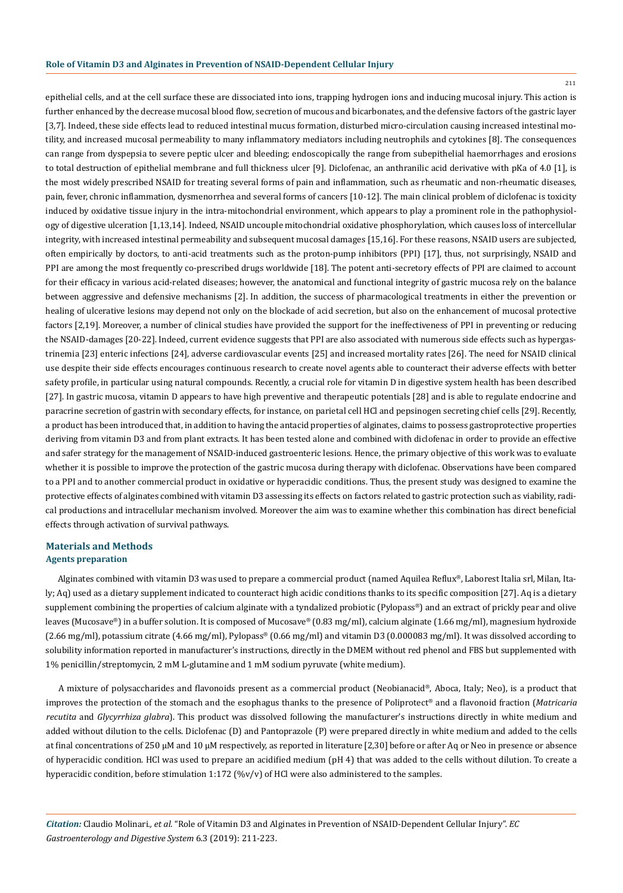epithelial cells, and at the cell surface these are dissociated into ions, trapping hydrogen ions and inducing mucosal injury. This action is further enhanced by the decrease mucosal blood flow, secretion of mucous and bicarbonates, and the defensive factors of the gastric layer [3,7]. Indeed, these side effects lead to reduced intestinal mucus formation, disturbed micro-circulation causing increased intestinal motility, and increased mucosal permeability to many inflammatory mediators including neutrophils and cytokines [8]. The consequences can range from dyspepsia to severe peptic ulcer and bleeding; endoscopically the range from subepithelial haemorrhages and erosions to total destruction of epithelial membrane and full thickness ulcer [9]. Diclofenac, an anthranilic acid derivative with pKa of 4.0 [1], is the most widely prescribed NSAID for treating several forms of pain and inflammation, such as rheumatic and non-rheumatic diseases, pain, fever, chronic inflammation, dysmenorrhea and several forms of cancers [10-12]. The main clinical problem of diclofenac is toxicity induced by oxidative tissue injury in the intra-mitochondrial environment, which appears to play a prominent role in the pathophysiology of digestive ulceration [1,13,14]. Indeed, NSAID uncouple mitochondrial oxidative phosphorylation, which causes loss of intercellular integrity, with increased intestinal permeability and subsequent mucosal damages [15,16]. For these reasons, NSAID users are subjected, often empirically by doctors, to anti-acid treatments such as the proton-pump inhibitors (PPI) [17], thus, not surprisingly, NSAID and PPI are among the most frequently co-prescribed drugs worldwide [18]. The potent anti-secretory effects of PPI are claimed to account for their efficacy in various acid-related diseases; however, the anatomical and functional integrity of gastric mucosa rely on the balance between aggressive and defensive mechanisms [2]. In addition, the success of pharmacological treatments in either the prevention or healing of ulcerative lesions may depend not only on the blockade of acid secretion, but also on the enhancement of mucosal protective factors [2,19]. Moreover, a number of clinical studies have provided the support for the ineffectiveness of PPI in preventing or reducing the NSAID-damages [20-22]. Indeed, current evidence suggests that PPI are also associated with numerous side effects such as hypergastrinemia [23] enteric infections [24], adverse cardiovascular events [25] and increased mortality rates [26]. The need for NSAID clinical use despite their side effects encourages continuous research to create novel agents able to counteract their adverse effects with better safety profile, in particular using natural compounds. Recently, a crucial role for vitamin D in digestive system health has been described [27]. In gastric mucosa, vitamin D appears to have high preventive and therapeutic potentials [28] and is able to regulate endocrine and paracrine secretion of gastrin with secondary effects, for instance, on parietal cell HCl and pepsinogen secreting chief cells [29]. Recently, a product has been introduced that, in addition to having the antacid properties of alginates, claims to possess gastroprotective properties deriving from vitamin D3 and from plant extracts. It has been tested alone and combined with diclofenac in order to provide an effective and safer strategy for the management of NSAID-induced gastroenteric lesions. Hence, the primary objective of this work was to evaluate whether it is possible to improve the protection of the gastric mucosa during therapy with diclofenac. Observations have been compared to a PPI and to another commercial product in oxidative or hyperacidic conditions. Thus, the present study was designed to examine the protective effects of alginates combined with vitamin D3 assessing its effects on factors related to gastric protection such as viability, radical productions and intracellular mechanism involved. Moreover the aim was to examine whether this combination has direct beneficial effects through activation of survival pathways.

## Materials and Methods

### Agents preparation

Alginates combined with vitamin D3 was used to prepare a commercial product (named Aquilea Reflux®, Laborest Italia srl, Milan, Italy; Aq) used as a dietary supplement indicated to counteract high acidic conditions thanks to its specific composition [27]. Aq is a dietary supplement combining the properties of calcium alginate with a tyndalized probiotic (Pylopass®) and an extract of prickly pear and olive leaves (Mucosave®) in a buffer solution. It is composed of Mucosave® (0.83 mg/ml), calcium alginate (1.66 mg/ml), magnesium hydroxide (2.66 mg/ml), potassium citrate (4.66 mg/ml), Pylopass® (0.66 mg/ml) and vitamin D3 (0.000083 mg/ml). It was dissolved according to solubility information reported in manufacturer's instructions, directly in the DMEM without red phenol and FBS but supplemented with 1% penicillin/streptomycin, 2 mM L-glutamine and 1 mM sodium pyruvate (white medium).

A mixture of polysaccharides and flavonoids present as a commercial product (Neobianacid®, Aboca, Italy; Neo), is a product that improves the protection of the stomach and the esophagus thanks to the presence of Poliprotect® and a flavonoid fraction (*Matricaria recutita* and *Glycyrrhiza glabra*). This product was dissolved following the manufacturer's instructions directly in white medium and added without dilution to the cells. Diclofenac (D) and Pantoprazole (P) were prepared directly in white medium and added to the cells at final concentrations of 250 μM and 10 μM respectively, as reported in literature [2,30] before or after Aq or Neo in presence or absence of hyperacidic condition. HCl was used to prepare an acidified medium (pH 4) that was added to the cells without dilution. To create a hyperacidic condition, before stimulation 1:172 (%v/v) of HCl were also administered to the samples.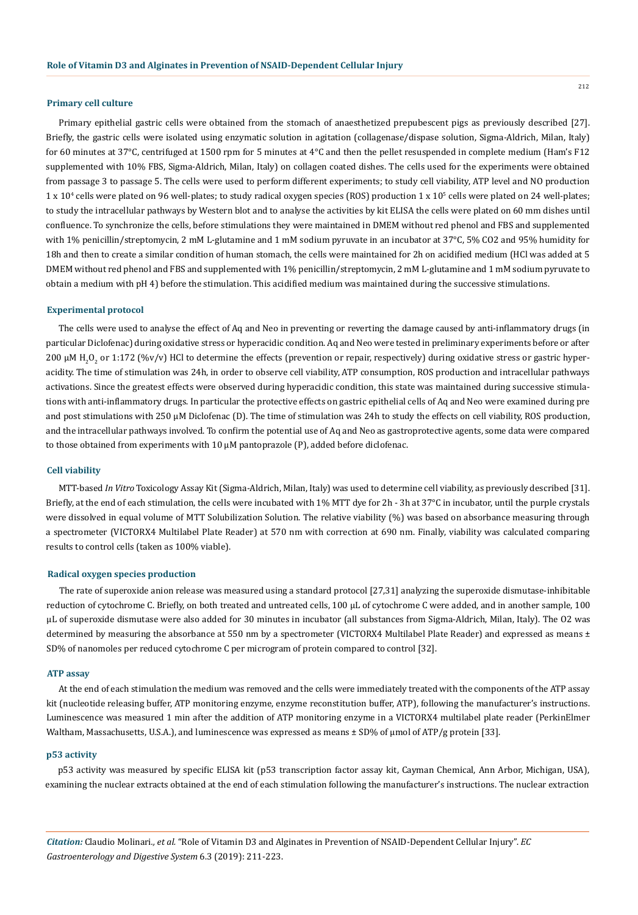### Primary cell culture

Primary epithelial gastric cells were obtained from the stomach of anaesthetized prepubescent pigs as previously described [27]. Briefly, the gastric cells were isolated using enzymatic solution in agitation (collagenase/dispase solution, Sigma-Aldrich, Milan, Italy) for 60 minutes at 37°C, centrifuged at 1500 rpm for 5 minutes at 4°C and then the pellet resuspended in complete medium (Ham's F12 supplemented with 10% FBS, Sigma-Aldrich, Milan, Italy) on collagen coated dishes. The cells used for the experiments were obtained from passage 3 to passage 5. The cells were used to perform different experiments; to study cell viability, ATP level and NO production $1 \times 10^4$ cells were plated on 96 well-plates; to study radical oxygen species (ROS) production $1 \times 10^5$ cells were plated on 24 well-plates; to study the intracellular pathways by Western blot and to analyse the activities by kit ELISA the cells were plated on 60 mm dishes until confluence. To synchronize the cells, before stimulations they were maintained in DMEM without red phenol and FBS and supplemented with 1% penicillin/streptomycin, 2 mM L-glutamine and 1 mM sodium pyruvate in an incubator at 37°C, 5% CO2 and 95% humidity for 18h and then to create a similar condition of human stomach, the cells were maintained for 2h on acidified medium (HCl was added at 5 DMEM without red phenol and FBS and supplemented with 1% penicillin/streptomycin, 2 mM L-glutamine and 1 mM sodium pyruvate to obtain a medium with pH 4) before the stimulation. This acidified medium was maintained during the successive stimulations.

### Experimental protocol

The cells were used to analyse the effect of Aq and Neo in preventing or reverting the damage caused by anti-inflammatory drugs (in particular Diclofenac) during oxidative stress or hyperacidic condition. Aq and Neo were tested in preliminary experiments before or after 200 μM $H_2O_2$ or 1:172 (%v/v) HCl to determine the effects (prevention or repair, respectively) during oxidative stress or gastric hyperacidity. The time of stimulation was 24h, in order to observe cell viability, ATP consumption, ROS production and intracellular pathways activations. Since the greatest effects were observed during hyperacidic condition, this state was maintained during successive stimulations with anti-inflammatory drugs. In particular the protective effects on gastric epithelial cells of Aq and Neo were examined during pre and post stimulations with 250 μM Diclofenac (D). The time of stimulation was 24h to study the effects on cell viability, ROS production, and the intracellular pathways involved. To confirm the potential use of Aq and Neo as gastroprotective agents, some data were compared to those obtained from experiments with 10 μM pantoprazole (P), added before diclofenac.

### Cell viability

MTT-based *In Vitro* Toxicology Assay Kit (Sigma-Aldrich, Milan, Italy) was used to determine cell viability, as previously described [31]. Briefly, at the end of each stimulation, the cells were incubated with 1% MTT dye for 2h - 3h at 37°C in incubator, until the purple crystals were dissolved in equal volume of MTT Solubilization Solution. The relative viability (%) was based on absorbance measuring through a spectrometer (VICTORX4 Multilabel Plate Reader) at 570 nm with correction at 690 nm. Finally, viability was calculated comparing results to control cells (taken as 100% viable).

### Radical oxygen species production

The rate of superoxide anion release was measured using a standard protocol [27,31] analyzing the superoxide dismutase-inhibitable reduction of cytochrome C. Briefly, on both treated and untreated cells, 100 μL of cytochrome C were added, and in another sample, 100 μL of superoxide dismutase were also added for 30 minutes in incubator (all substances from Sigma-Aldrich, Milan, Italy). The O2 was determined by measuring the absorbance at 550 nm by a spectrometer (VICTORX4 Multilabel Plate Reader) and expressed as means ± SD% of nanomoles per reduced cytochrome C per microgram of protein compared to control [32].

### ATP assay

At the end of each stimulation the medium was removed and the cells were immediately treated with the components of the ATP assay kit (nucleotide releasing buffer, ATP monitoring enzyme, enzyme reconstitution buffer, ATP), following the manufacturer's instructions. Luminescence was measured 1 min after the addition of ATP monitoring enzyme in a VICTORX4 multilabel plate reader (PerkinElmer Waltham, Massachusetts, U.S.A.), and luminescence was expressed as means ± SD% of μmol of ATP/g protein [33].

### p53 activity

p53 activity was measured by specific ELISA kit (p53 transcription factor assay kit, Cayman Chemical, Ann Arbor, Michigan, USA), examining the nuclear extracts obtained at the end of each stimulation following the manufacturer's instructions. The nuclear extraction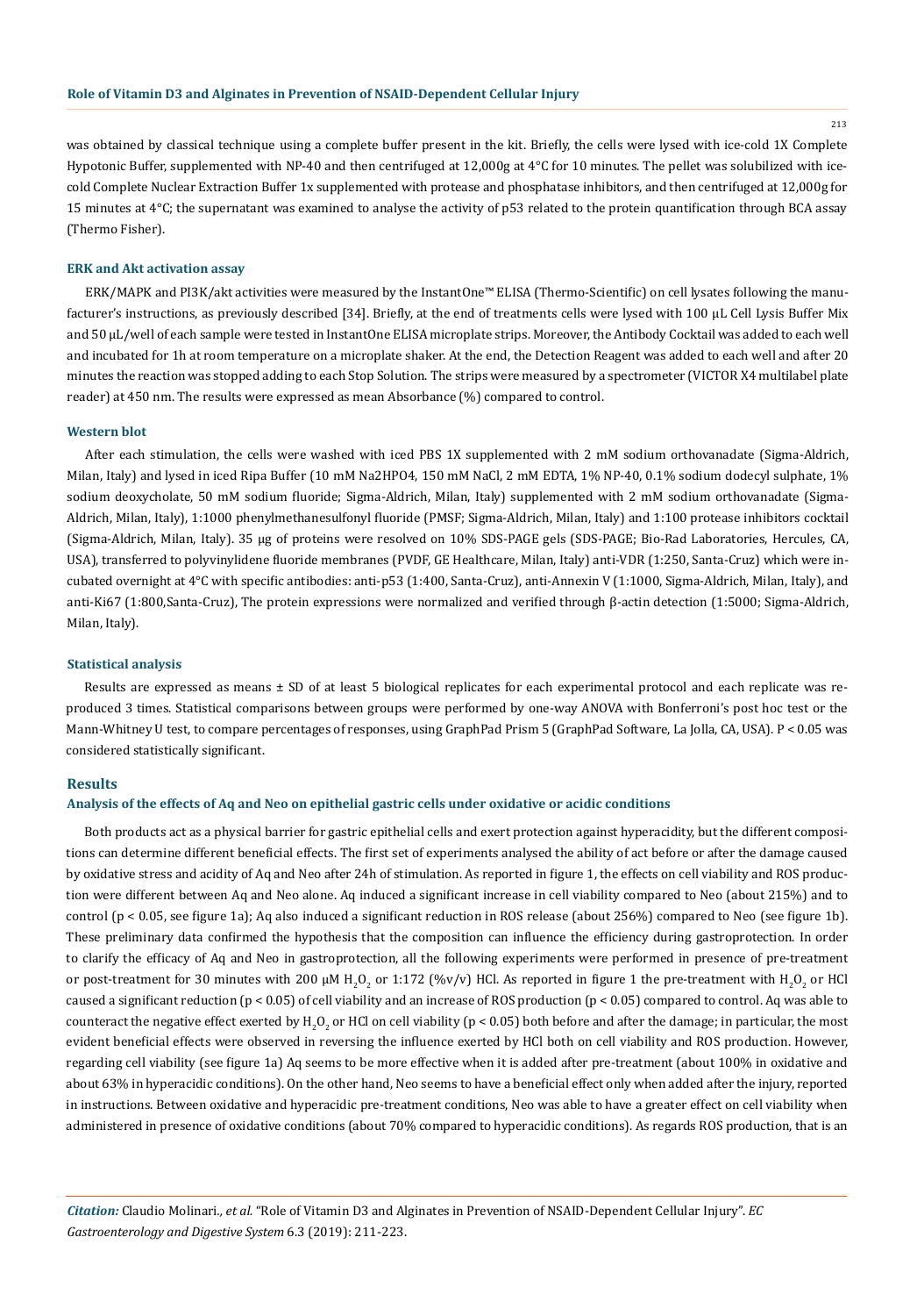was obtained by classical technique using a complete buffer present in the kit. Briefly, the cells were lysed with ice-cold 1X Complete Hypotonic Buffer, supplemented with NP-40 and then centrifuged at 12,000g at 4°C for 10 minutes. The pellet was solubilized with ice-cold Complete Nuclear Extraction Buffer 1x supplemented with protease and phosphatase inhibitors, and then centrifuged at 12,000g for 15 minutes at 4°C; the supernatant was examined to analyse the activity of p53 related to the protein quantification through BCA assay (Thermo Fisher).

### ERK and Akt activation assay

ERK/MAPK and PI3K/akt activities were measured by the InstantOne™ ELISA (Thermo-Scientific) on cell lysates following the manufacturer's instructions, as previously described [34]. Briefly, at the end of treatments cells were lysed with 100 µL Cell Lysis Buffer Mix and 50 µL/well of each sample were tested in InstantOne ELISA microplate strips. Moreover, the Antibody Cocktail was added to each well and incubated for 1h at room temperature on a microplate shaker. At the end, the Detection Reagent was added to each well and after 20 minutes the reaction was stopped adding to each Stop Solution. The strips were measured by a spectrometer (VICTOR X4 multilabel plate reader) at 450 nm. The results were expressed as mean Absorbance (%) compared to control.

### Western blot

After each stimulation, the cells were washed with iced PBS 1X supplemented with 2 mM sodium orthovanadate (Sigma-Aldrich, Milan, Italy) and lysed in iced Ripa Buffer (10 mM $Na_2HPO_4$, 150 mM NaCl, 2 mM EDTA, 1% NP-40, 0.1% sodium dodecyl sulphate, 1% sodium deoxycholate, 50 mM sodium fluoride; Sigma-Aldrich, Milan, Italy) supplemented with 2 mM sodium orthovanadate (Sigma-Aldrich, Milan, Italy), 1:1000 phenylmethanesulfonyl fluoride (PMSF; Sigma-Aldrich, Milan, Italy) and 1:100 protease inhibitors cocktail (Sigma-Aldrich, Milan, Italy). 35 µg of proteins were resolved on 10% SDS-PAGE gels (SDS-PAGE; Bio-Rad Laboratories, Hercules, CA, USA), transferred to polyvinylidene fluoride membranes (PVDF, GE Healthcare, Milan, Italy) anti-VDR (1:250, Santa-Cruz) which were incubated overnight at 4°C with specific antibodies: anti-p53 (1:400, Santa-Cruz), anti-Annexin V (1:1000, Sigma-Aldrich, Milan, Italy), and anti-Ki67 (1:800,Santa-Cruz), The protein expressions were normalized and verified through β-actin detection (1:5000; Sigma-Aldrich, Milan, Italy).

### Statistical analysis

Results are expressed as means ± SD of at least 5 biological replicates for each experimental protocol and each replicate was reproduced 3 times. Statistical comparisons between groups were performed by one-way ANOVA with Bonferroni's post hoc test or the Mann-Whitney U test, to compare percentages of responses, using GraphPad Prism 5 (GraphPad Software, La Jolla, CA, USA). $P < 0.05$ was considered statistically significant.

## Results

### Analysis of the effects of Aq and Neo on epithelial gastric cells under oxidative or acidic conditions

Both products act as a physical barrier for gastric epithelial cells and exert protection against hyperacidity, but the different compositions can determine different beneficial effects. The first set of experiments analysed the ability of act before or after the damage caused by oxidative stress and acidity of Aq and Neo after 24h of stimulation. As reported in figure 1, the effects on cell viability and ROS production were different between Aq and Neo alone. Aq induced a significant increase in cell viability compared to Neo (about 215%) and to control ($p < 0.05$, see figure 1a); Aq also induced a significant reduction in ROS release (about 256%) compared to Neo (see figure 1b). These preliminary data confirmed the hypothesis that the composition can influence the efficiency during gastroprotection. In order to clarify the efficacy of Aq and Neo in gastroprotection, all the following experiments were performed in presence of pre-treatment or post-treatment for 30 minutes with 200 µM $H_2O_2$ or 1:172 (%v/v) HCl. As reported in figure 1 the pre-treatment with $H_2O_2$ or HCl caused a significant reduction ($p < 0.05$) of cell viability and an increase of ROS production ($p < 0.05$) compared to control. Aq was able to counteract the negative effect exerted by $H_2O_2$ or HCl on cell viability ($p < 0.05$) both before and after the damage; in particular, the most evident beneficial effects were observed in reversing the influence exerted by HCl both on cell viability and ROS production. However, regarding cell viability (see figure 1a) Aq seems to be more effective when it is added after pre-treatment (about 100% in oxidative and about 63% in hyperacidic conditions). On the other hand, Neo seems to have a beneficial effect only when added after the injury, reported in instructions. Between oxidative and hyperacidic pre-treatment conditions, Neo was able to have a greater effect on cell viability when administered in presence of oxidative conditions (about 70% compared to hyperacidic conditions). As regards ROS production, that is an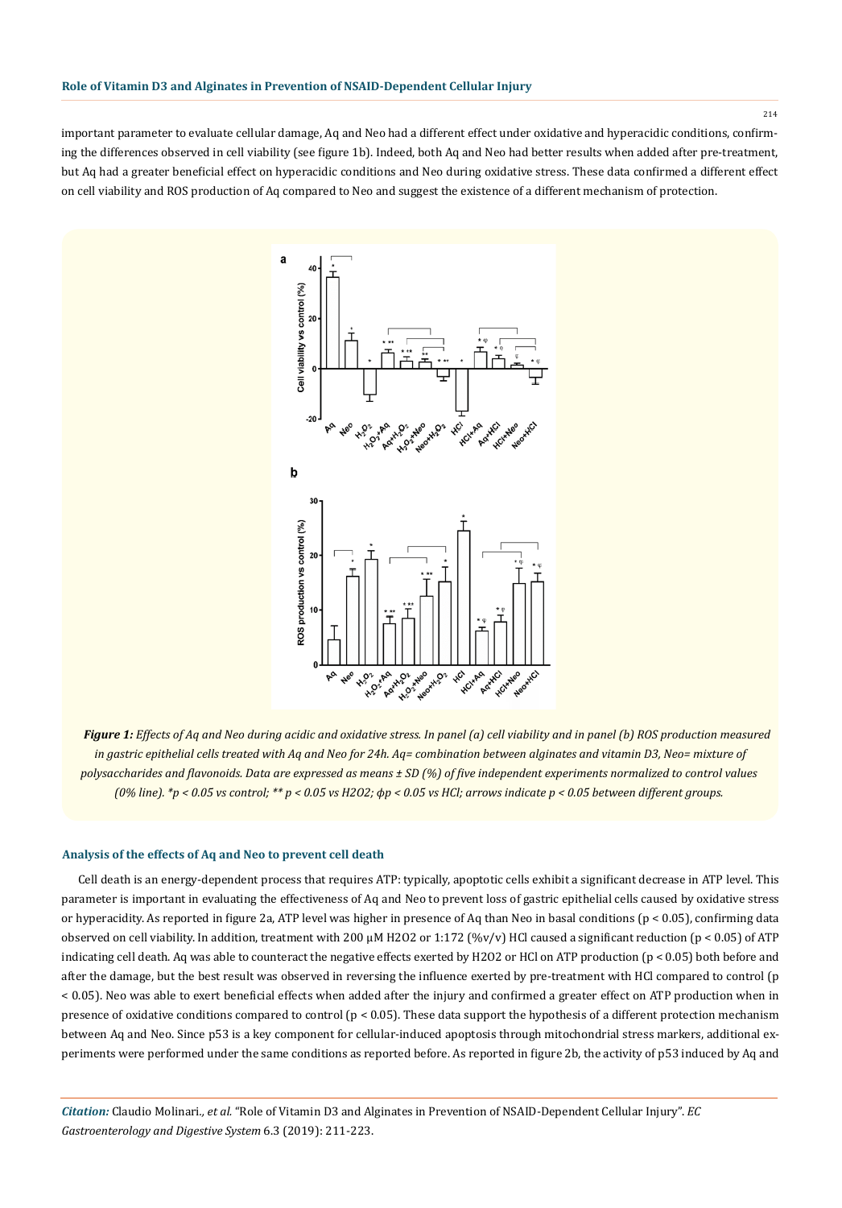important parameter to evaluate cellular damage, Aq and Neo had a different effect under oxidative and hyperacidic conditions, confirming the differences observed in cell viability (see figure 1b). Indeed, both Aq and Neo had better results when added after pre-treatment, but Aq had a greater beneficial effect on hyperacidic conditions and Neo during oxidative stress. These data confirmed a different effect on cell viability and ROS production of Aq compared to Neo and suggest the existence of a different mechanism of protection.

*Figure 1: Effects of Aq and Neo during acidic and oxidative stress. In panel (a) cell viability and in panel (b) ROS production measured in gastric epithelial cells treated with Aq and Neo for 24h. Aq= combination between alginates and vitamin D3, Neo= mixture of polysaccharides and flavonoids. Data are expressed as means ± SD (%) of five independent experiments normalized to control values (0% line). *p < 0.05 vs control; ** p < 0.05 vs H2O2; ϕp < 0.05 vs HCl; arrows indicate p < 0.05 between different groups.*

### Analysis of the effects of Aq and Neo to prevent cell death

Cell death is an energy-dependent process that requires ATP: typically, apoptotic cells exhibit a significant decrease in ATP level. This parameter is important in evaluating the effectiveness of Aq and Neo to prevent loss of gastric epithelial cells caused by oxidative stress or hyperacidity. As reported in figure 2a, ATP level was higher in presence of Aq than Neo in basal conditions ($p < 0.05$), confirming data observed on cell viability. In addition, treatment with 200 μM $H_2O_2$ or 1:172 (%v/v) HCl caused a significant reduction ($p < 0.05$) of ATP indicating cell death. Aq was able to counteract the negative effects exerted by $H_2O_2$ or HCl on ATP production ($p < 0.05$) both before and after the damage, but the best result was observed in reversing the influence exerted by pre-treatment with HCl compared to control ($p < 0.05$). Neo was able to exert beneficial effects when added after the injury and confirmed a greater effect on ATP production when in presence of oxidative conditions compared to control ($p < 0.05$). These data support the hypothesis of a different protection mechanism between Aq and Neo. Since p53 is a key component for cellular-induced apoptosis through mitochondrial stress markers, additional experiments were performed under the same conditions as reported before. As reported in figure 2b, the activity of p53 induced by Aq and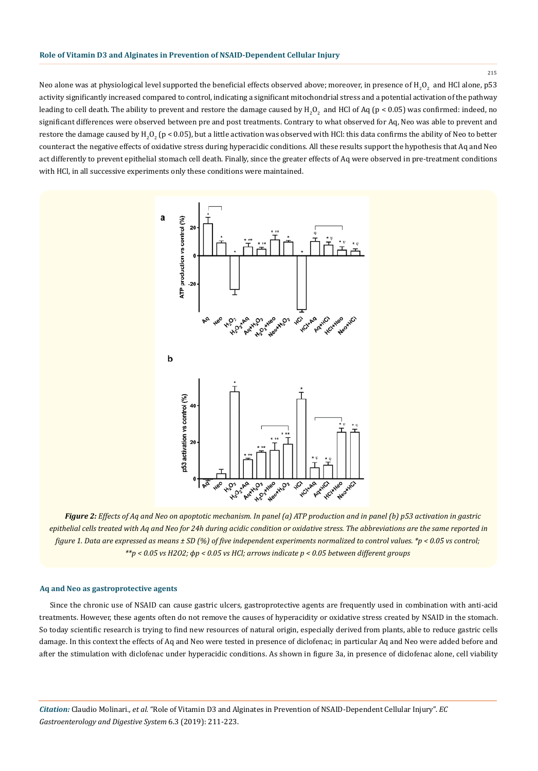Neo alone was at physiological level supported the beneficial effects observed above; moreover, in presence of $H_2O_2$ and HCl alone, p53 activity significantly increased compared to control, indicating a significant mitochondrial stress and a potential activation of the pathway leading to cell death. The ability to prevent and restore the damage caused by $H_2O_2$ and HCl of Aq ($p < 0.05$) was confirmed: indeed, no significant differences were observed between pre and post treatments. Contrary to what observed for Aq, Neo was able to prevent and restore the damage caused by $H_2O_2$ ($p < 0.05$), but a little activation was observed with HCl: this data confirms the ability of Neo to better counteract the negative effects of oxidative stress during hyperacidic conditions. All these results support the hypothesis that Aq and Neo act differently to prevent epithelial stomach cell death. Finally, since the greater effects of Aq were observed in pre-treatment conditions with HCl, in all successive experiments only these conditions were maintained.

***Figure 2:*** *Effects of Aq and Neo on apoptotic mechanism. In panel (a) ATP production and in panel (b) p53 activation in gastric epithelial cells treated with Aq and Neo for 24h during acidic condition or oxidative stress. The abbreviations are the same reported in figure 1. Data are expressed as means ± SD (%) of five independent experiments normalized to control values. *p < 0.05 vs control; **p < 0.05 vs H2O2; φp < 0.05 vs HCl; arrows indicate p < 0.05 between different groups*

### Aq and Neo as gastroprotective agents

Since the chronic use of NSAID can cause gastric ulcers, gastroprotective agents are frequently used in combination with anti-acid treatments. However, these agents often do not remove the causes of hyperacidity or oxidative stress created by NSAID in the stomach. So today scientific research is trying to find new resources of natural origin, especially derived from plants, able to reduce gastric cells damage. In this context the effects of Aq and Neo were tested in presence of diclofenac; in particular Aq and Neo were added before and after the stimulation with diclofenac under hyperacidic conditions. As shown in figure 3a, in presence of diclofenac alone, cell viability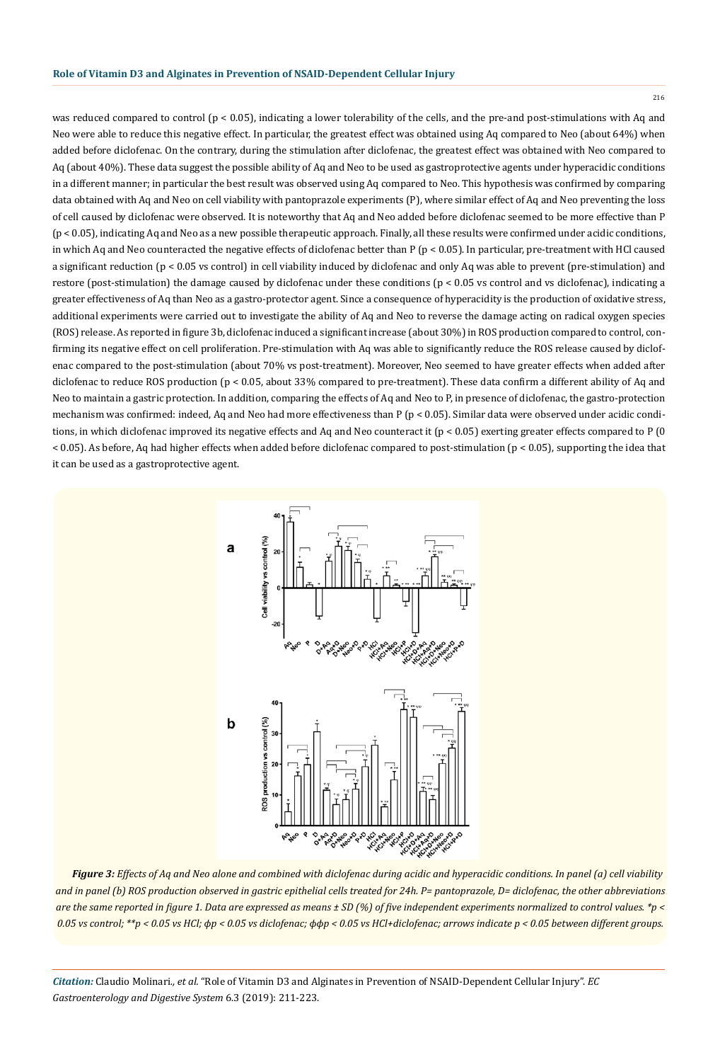was reduced compared to control ($p < 0.05$), indicating a lower tolerability of the cells, and the pre-and post-stimulations with Aq and Neo were able to reduce this negative effect. In particular, the greatest effect was obtained using Aq compared to Neo (about 64%) when added before diclofenac. On the contrary, during the stimulation after diclofenac, the greatest effect was obtained with Neo compared to Aq (about 40%). These data suggest the possible ability of Aq and Neo to be used as gastroprotective agents under hyperacidic conditions in a different manner; in particular the best result was observed using Aq compared to Neo. This hypothesis was confirmed by comparing data obtained with Aq and Neo on cell viability with pantoprazole experiments (P), where similar effect of Aq and Neo preventing the loss of cell caused by diclofenac were observed. It is noteworthy that Aq and Neo added before diclofenac seemed to be more effective than P ($p < 0.05$), indicating Aq and Neo as a new possible therapeutic approach. Finally, all these results were confirmed under acidic conditions, in which Aq and Neo counteracted the negative effects of diclofenac better than P ($p < 0.05$). In particular, pre-treatment with HCl caused a significant reduction ($p < 0.05$ vs control) in cell viability induced by diclofenac and only Aq was able to prevent (pre-stimulation) and restore (post-stimulation) the damage caused by diclofenac under these conditions ($p < 0.05$ vs control and vs diclofenac), indicating a greater effectiveness of Aq than Neo as a gastro-protector agent. Since a consequence of hyperacidity is the production of oxidative stress, additional experiments were carried out to investigate the ability of Aq and Neo to reverse the damage acting on radical oxygen species (ROS) release. As reported in figure 3b, diclofenac induced a significant increase (about 30%) in ROS production compared to control, confirming its negative effect on cell proliferation. Pre-stimulation with Aq was able to significantly reduce the ROS release caused by diclofenac compared to the post-stimulation (about 70% vs post-treatment). Moreover, Neo seemed to have greater effects when added after diclofenac to reduce ROS production ($p < 0.05$, about 33% compared to pre-treatment). These data confirm a different ability of Aq and Neo to maintain a gastric protection. In addition, comparing the effects of Aq and Neo to P, in presence of diclofenac, the gastro-protection mechanism was confirmed: indeed, Aq and Neo had more effectiveness than P ($p < 0.05$). Similar data were observed under acidic conditions, in which diclofenac improved its negative effects and Aq and Neo counteract it ($p < 0.05$) exerting greater effects compared to P (0 < 0.05). As before, Aq had higher effects when added before diclofenac compared to post-stimulation ($p < 0.05$), supporting the idea that it can be used as a gastroprotective agent.

***Figure 3:*** *Effects of Aq and Neo alone and combined with diclofenac during acidic and hyperacidic conditions. In panel (a) cell viability and in panel (b) ROS production observed in gastric epithelial cells treated for 24h. P= pantoprazole, D= diclofenac, the other abbreviations are the same reported in figure 1. Data are expressed as means ± SD (%) of five independent experiments normalized to control values. \*p < 0.05 vs control; \*\*p < 0.05 vs HCl; φp < 0.05 vs diclofenac; φφp < 0.05 vs HCl+diclofenac; arrows indicate p < 0.05 between different groups.*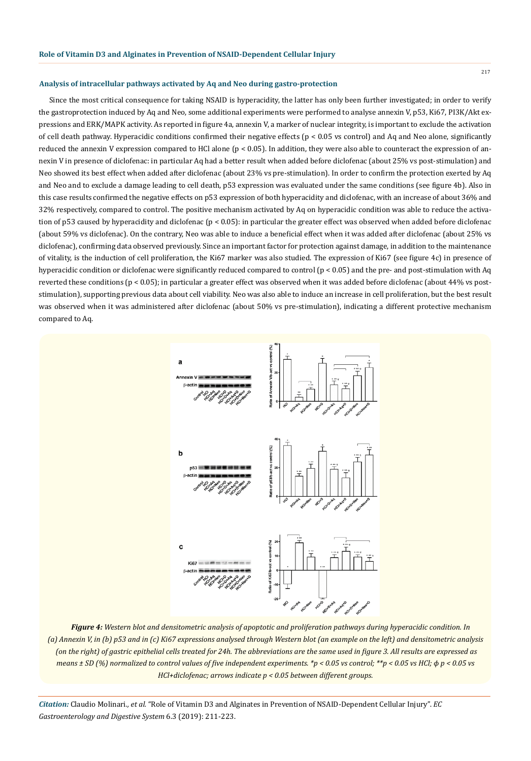### Analysis of intracellular pathways activated by Aq and Neo during gastro-protection

Since the most critical consequence for taking NSAID is hyperacidity, the latter has only been further investigated; in order to verify the gastroprotection induced by Aq and Neo, some additional experiments were performed to analyse annexin V, p53, Ki67, PI3K/Akt expressions and ERK/MAPK activity. As reported in figure 4a, annexin V, a marker of nuclear integrity, is important to exclude the activation of cell death pathway. Hyperacidic conditions confirmed their negative effects ($p < 0.05$ vs control) and Aq and Neo alone, significantly reduced the annexin V expression compared to HCl alone ($p < 0.05$). In addition, they were also able to counteract the expression of annexin V in presence of diclofenac: in particular Aq had a better result when added before diclofenac (about 25% vs post-stimulation) and Neo showed its best effect when added after diclofenac (about 23% vs pre-stimulation). In order to confirm the protection exerted by Aq and Neo and to exclude a damage leading to cell death, p53 expression was evaluated under the same conditions (see figure 4b). Also in this case results confirmed the negative effects on p53 expression of both hyperacidity and diclofenac, with an increase of about 36% and 32% respectively, compared to control. The positive mechanism activated by Aq on hyperacidic condition was able to reduce the activation of p53 caused by hyperacidity and diclofenac ($p < 0.05$): in particular the greater effect was observed when added before diclofenac (about 59% vs diclofenac). On the contrary, Neo was able to induce a beneficial effect when it was added after diclofenac (about 25% vs diclofenac), confirming data observed previously. Since an important factor for protection against damage, in addition to the maintenance of vitality, is the induction of cell proliferation, the Ki67 marker was also studied. The expression of Ki67 (see figure 4c) in presence of hyperacidic condition or diclofenac were significantly reduced compared to control ($p < 0.05$) and the pre- and post-stimulation with Aq reverted these conditions ($p < 0.05$); in particular a greater effect was observed when it was added before diclofenac (about 44% vs post-stimulation), supporting previous data about cell viability. Neo was also able to induce an increase in cell proliferation, but the best result was observed when it was administered after diclofenac (about 50% vs pre-stimulation), indicating a different protective mechanism compared to Aq.

***Figure 4:*** *Western blot and densitometric analysis of apoptotic and proliferation pathways during hyperacidic condition. In (a) Annexin V, in (b) p53 and in (c) Ki67 expressions analysed through Western blot (an example on the left) and densitometric analysis (on the right) of gastric epithelial cells treated for 24h. The abbreviations are the same used in figure 3. All results are expressed as means ± SD (%) normalized to control values of five independent experiments. *p < 0.05 vs control; **p < 0.05 vs HCl; ϕ p < 0.05 vs HCl+diclofenac; arrows indicate p < 0.05 between different groups.*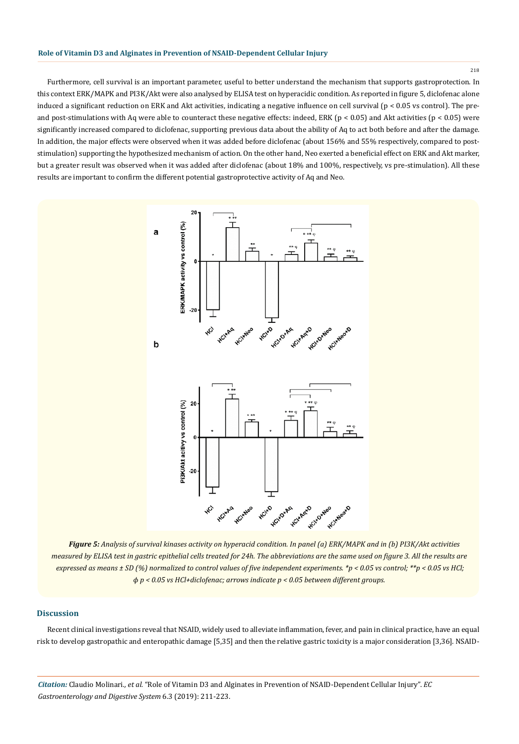Furthermore, cell survival is an important parameter, useful to better understand the mechanism that supports gastroprotection. In this context ERK/MAPK and PI3K/Akt were also analysed by ELISA test on hyperacidic condition. As reported in figure 5, diclofenac alone induced a significant reduction on ERK and Akt activities, indicating a negative influence on cell survival ($p < 0.05$ vs control). The pre- and post-stimulations with Aq were able to counteract these negative effects: indeed, ERK ($p < 0.05$) and Akt activities ($p < 0.05$) were significantly increased compared to diclofenac, supporting previous data about the ability of Aq to act both before and after the damage. In addition, the major effects were observed when it was added before diclofenac (about 156% and 55% respectively, compared to post-stimulation) supporting the hypothesized mechanism of action. On the other hand, Neo exerted a beneficial effect on ERK and Akt marker, but a greater result was observed when it was added after diclofenac (about 18% and 100%, respectively, vs pre-stimulation). All these results are important to confirm the different potential gastroprotective activity of Aq and Neo.

***Figure 5:*** *Analysis of survival kinases activity on hyperacid condition. In panel (a) ERK/MAPK and in (b) PI3K/Akt activities measured by ELISA test in gastric epithelial cells treated for 24h. The abbreviations are the same used on figure 3. All the results are expressed as means ± SD (%) normalized to control values of five independent experiments. *p < 0.05 vs control; **p < 0.05 vs HCl; ϕ p < 0.05 vs HCl+diclofenac; arrows indicate p < 0.05 between different groups.*

## Discussion

Recent clinical investigations reveal that NSAID, widely used to alleviate inflammation, fever, and pain in clinical practice, have an equal risk to develop gastropathic and enteropathic damage [5,35] and then the relative gastric toxicity is a major consideration [3,36]. NSAID-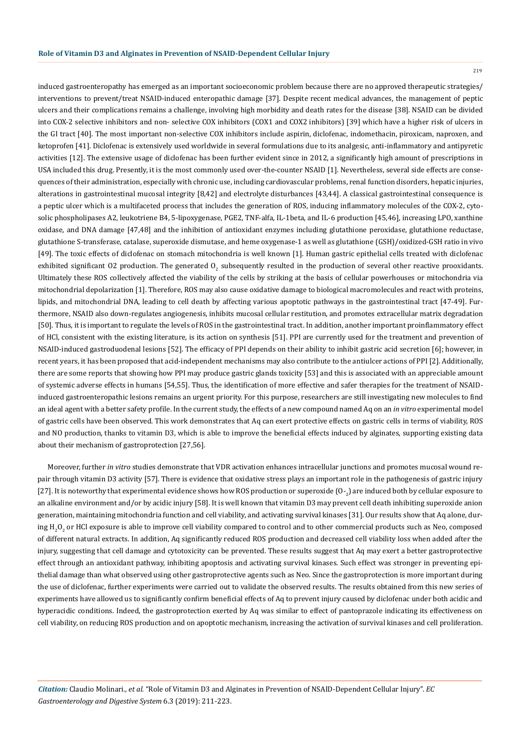induced gastroenteropathy has emerged as an important socioeconomic problem because there are no approved therapeutic strategies/ interventions to prevent/treat NSAID-induced enteropathic damage [37]. Despite recent medical advances, the management of peptic ulcers and their complications remains a challenge, involving high morbidity and death rates for the disease [38]. NSAID can be divided into COX-2 selective inhibitors and non- selective COX inhibitors (COX1 and COX2 inhibitors) [39] which have a higher risk of ulcers in the GI tract [40]. The most important non-selective COX inhibitors include aspirin, diclofenac, indomethacin, piroxicam, naproxen, and ketoprofen [41]. Diclofenac is extensively used worldwide in several formulations due to its analgesic, anti-inflammatory and antipyretic activities [12]. The extensive usage of diclofenac has been further evident since in 2012, a significantly high amount of prescriptions in USA included this drug. Presently, it is the most commonly used over-the-counter NSAID [1]. Nevertheless, several side effects are consequences of their administration, especially with chronic use, including cardiovascular problems, renal function disorders, hepatic injuries, alterations in gastrointestinal mucosal integrity [8,42] and electrolyte disturbances [43,44]. A classical gastrointestinal consequence is a peptic ulcer which is a multifaceted process that includes the generation of ROS, inducing inflammatory molecules of the COX-2, cytosolic phospholipases A2, leukotriene B4, 5-lipoxygenase, PGE2, TNF-alfa, IL-1beta, and IL-6 production [45,46], increasing LPO, xanthine oxidase, and DNA damage [47,48] and the inhibition of antioxidant enzymes including glutathione peroxidase, glutathione reductase, glutathione S-transferase, catalase, superoxide dismutase, and heme oxygenase-1 as well as glutathione (GSH)/oxidized-GSH ratio in vivo [49]. The toxic effects of diclofenac on stomach mitochondria is well known [1]. Human gastric epithelial cells treated with diclofenac exhibited significant O2 production. The generated $O_2$ subsequently resulted in the production of several other reactive prooxidants. Ultimately these ROS collectively affected the viability of the cells by striking at the basis of cellular powerhouses or mitochondria via mitochondrial depolarization [1]. Therefore, ROS may also cause oxidative damage to biological macromolecules and react with proteins, lipids, and mitochondrial DNA, leading to cell death by affecting various apoptotic pathways in the gastrointestinal tract [47-49]. Furthermore, NSAID also down-regulates angiogenesis, inhibits mucosal cellular restitution, and promotes extracellular matrix degradation [50]. Thus, it is important to regulate the levels of ROS in the gastrointestinal tract. In addition, another important proinflammatory effect of HCl, consistent with the existing literature, is its action on synthesis [51]. PPI are currently used for the treatment and prevention of NSAID-induced gastroduodenal lesions [52]. The efficacy of PPI depends on their ability to inhibit gastric acid secretion [6]; however, in recent years, it has been proposed that acid-independent mechanisms may also contribute to the antiulcer actions of PPI [2]. Additionally, there are some reports that showing how PPI may produce gastric glands toxicity [53] and this is associated with an appreciable amount of systemic adverse effects in humans [54,55]. Thus, the identification of more effective and safer therapies for the treatment of NSAID-induced gastroenteropathic lesions remains an urgent priority. For this purpose, researchers are still investigating new molecules to find an ideal agent with a better safety profile. In the current study, the effects of a new compound named Aq on an *in vitro* experimental model of gastric cells have been observed. This work demonstrates that Aq can exert protective effects on gastric cells in terms of viability, ROS and NO production, thanks to vitamin D3, which is able to improve the beneficial effects induced by alginates, supporting existing data about their mechanism of gastroprotection [27,56].

Moreover, further *in vitro* studies demonstrate that VDR activation enhances intracellular junctions and promotes mucosal wound repair through vitamin D3 activity [57]. There is evidence that oxidative stress plays an important role in the pathogenesis of gastric injury [27]. It is noteworthy that experimental evidence shows how ROS production or superoxide ($O^-_2$) are induced both by cellular exposure to an alkaline environment and/or by acidic injury [58]. It is well known that vitamin D3 may prevent cell death inhibiting superoxide anion generation, maintaining mitochondria function and cell viability, and activating survival kinases [31]. Our results show that Aq alone, during $H_2O_2$ or HCl exposure is able to improve cell viability compared to control and to other commercial products such as Neo, composed of different natural extracts. In addition, Aq significantly reduced ROS production and decreased cell viability loss when added after the injury, suggesting that cell damage and cytotoxicity can be prevented. These results suggest that Aq may exert a better gastroprotective effect through an antioxidant pathway, inhibiting apoptosis and activating survival kinases. Such effect was stronger in preventing epithelial damage than what observed using other gastroprotective agents such as Neo. Since the gastroprotection is more important during the use of diclofenac, further experiments were carried out to validate the observed results. The results obtained from this new series of experiments have allowed us to significantly confirm beneficial effects of Aq to prevent injury caused by diclofenac under both acidic and hyperacidic conditions. Indeed, the gastroprotection exerted by Aq was similar to effect of pantoprazole indicating its effectiveness on cell viability, on reducing ROS production and on apoptotic mechanism, increasing the activation of survival kinases and cell proliferation.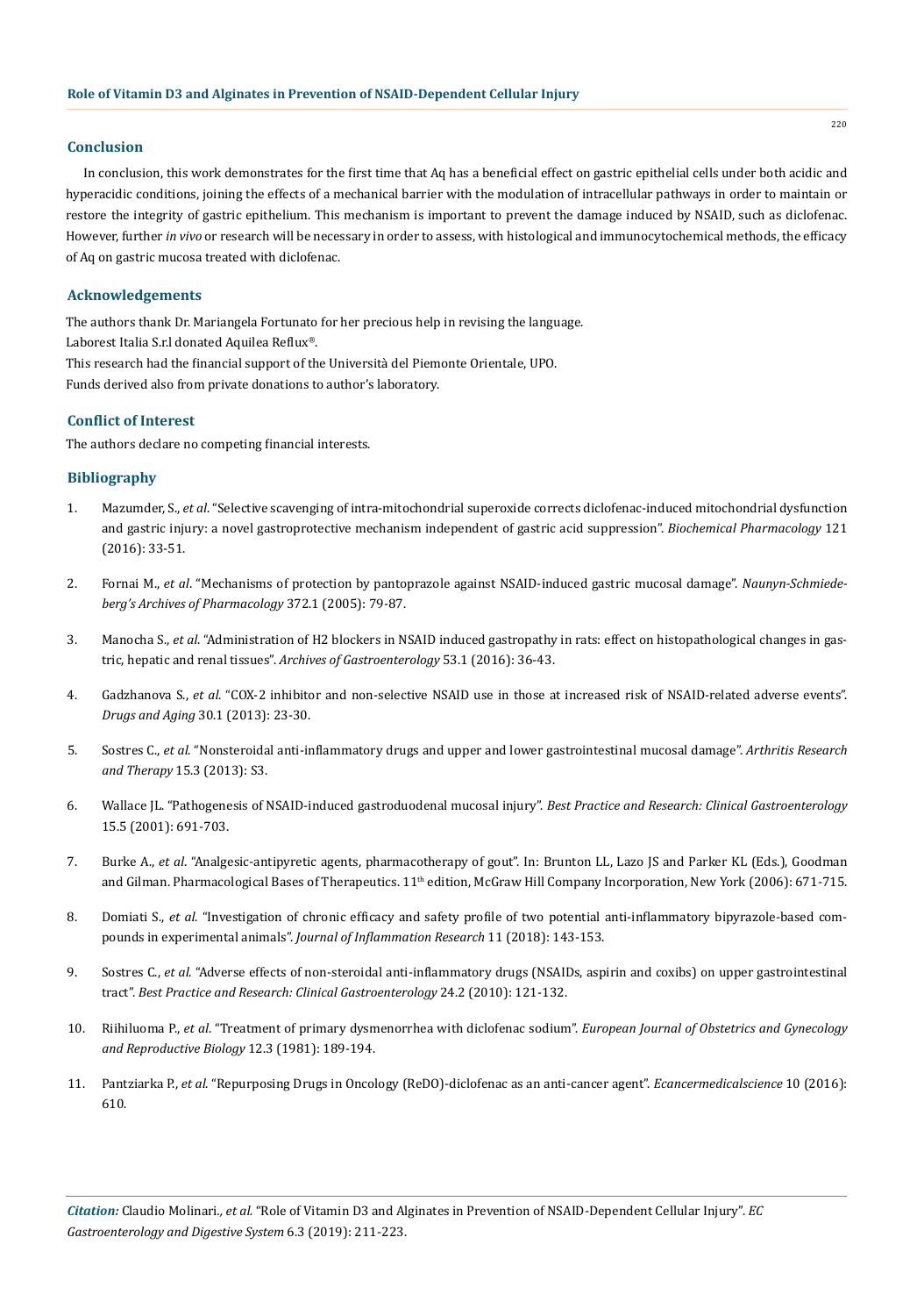## Conclusion

In conclusion, this work demonstrates for the first time that Aq has a beneficial effect on gastric epithelial cells under both acidic and hyperacidic conditions, joining the effects of a mechanical barrier with the modulation of intracellular pathways in order to maintain or restore the integrity of gastric epithelium. This mechanism is important to prevent the damage induced by NSAID, such as diclofenac. However, further *in vivo* or research will be necessary in order to assess, with histological and immunocytochemical methods, the efficacy of Aq on gastric mucosa treated with diclofenac.

## Acknowledgements

The authors thank Dr. Mariangela Fortunato for her precious help in revising the language.

Laborest Italia S.r.l donated Aquilea Reflux®.

This research had the financial support of the Università del Piemonte Orientale, UPO.

Funds derived also from private donations to author's laboratory.

## Conflict of Interest

The authors declare no competing financial interests.

## Bibliography

1. Mazumder, S., *et al*. "Selective scavenging of intra-mitochondrial superoxide corrects diclofenac-induced mitochondrial dysfunction and gastric injury: a novel gastroprotective mechanism independent of gastric acid suppression". *Biochemical Pharmacology* 121 (2016): 33-51.
2. Fornai M., *et al*. "Mechanisms of protection by pantoprazole against NSAID-induced gastric mucosal damage". *Naunyn-Schmiedeberg's Archives of Pharmacology* 372.1 (2005): 79-87.
3. Manocha S., *et al*. "Administration of H2 blockers in NSAID induced gastropathy in rats: effect on histopathological changes in gastric, hepatic and renal tissues". *Archives of Gastroenterology* 53.1 (2016): 36-43.
4. Gadzhanova S., *et al*. "COX-2 inhibitor and non-selective NSAID use in those at increased risk of NSAID-related adverse events". *Drugs and Aging* 30.1 (2013): 23-30.
5. Sostres C., *et al*. "Nonsteroidal anti-inflammatory drugs and upper and lower gastrointestinal mucosal damage". *Arthritis Research and Therapy* 15.3 (2013): S3.
6. Wallace JL. "Pathogenesis of NSAID-induced gastroduodenal mucosal injury". *Best Practice and Research: Clinical Gastroenterology* 15.5 (2001): 691-703.
7. Burke A., *et al*. "Analgesic-antipyretic agents, pharmacotherapy of gout". In: Brunton LL, Lazo JS and Parker KL (Eds.), Goodman and Gilman. Pharmacological Bases of Therapeutics. 11th edition, McGraw Hill Company Incorporation, New York (2006): 671-715.
8. Domiati S., *et al*. "Investigation of chronic efficacy and safety profile of two potential anti-inflammatory bipyrazole-based compounds in experimental animals". *Journal of Inflammation Research* 11 (2018): 143-153.
9. Sostres C., *et al*. "Adverse effects of non-steroidal anti-inflammatory drugs (NSAIDs, aspirin and coxibs) on upper gastrointestinal tract". *Best Practice and Research: Clinical Gastroenterology* 24.2 (2010): 121-132.
10. Riihiluoma P., *et al*. "Treatment of primary dysmenorrhea with diclofenac sodium". *European Journal of Obstetrics and Gynecology and Reproductive Biology* 12.3 (1981): 189-194.
11. Pantziarka P., *et al*. "Repurposing Drugs in Oncology (ReDO)-diclofenac as an anti-cancer agent". *Ecancermedicalscience* 10 (2016): 610.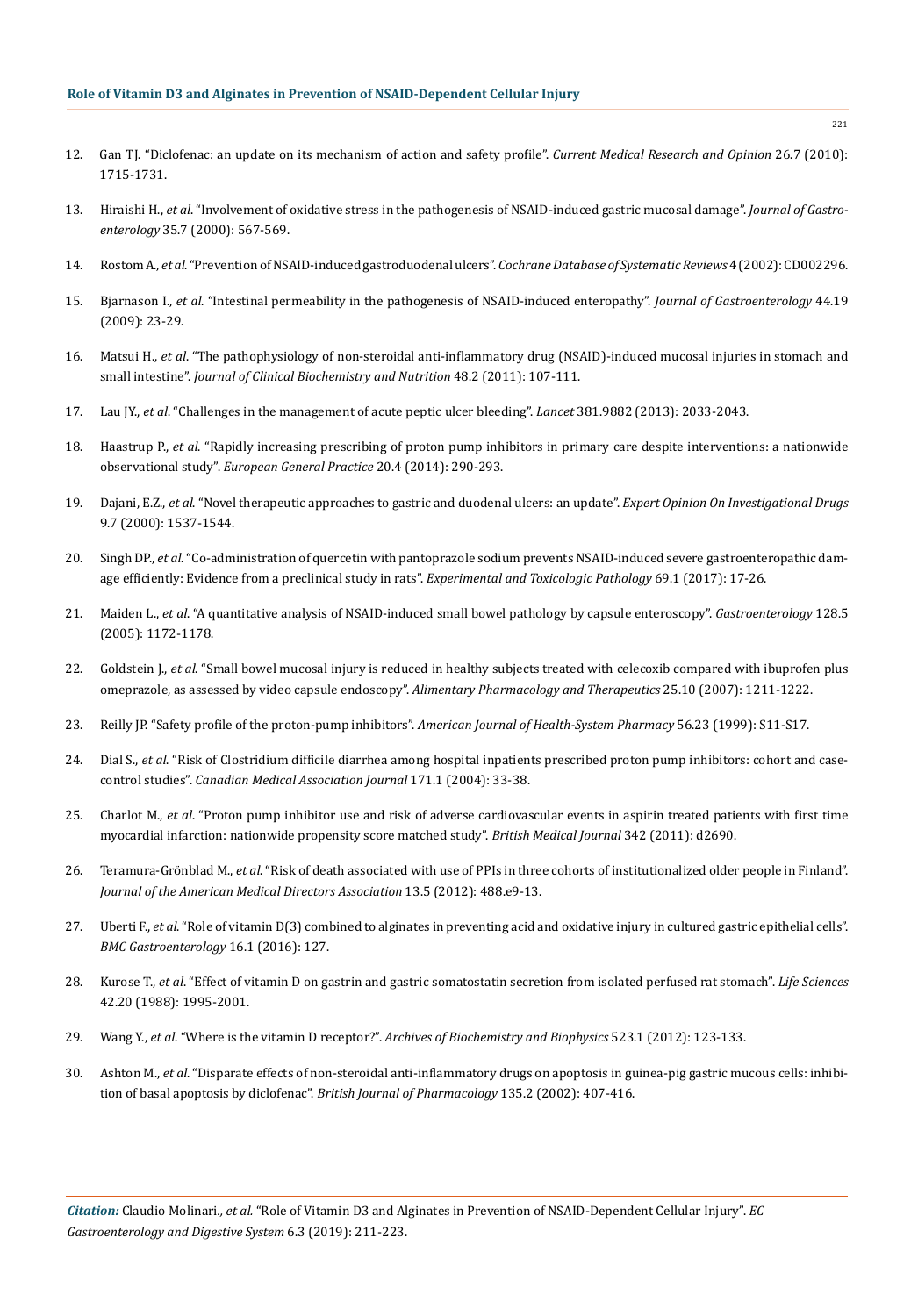12. Gan TJ. "Diclofenac: an update on its mechanism of action and safety profile". *Current Medical Research and Opinion* 26.7 (2010): 1715-1731.

13. Hiraishi H., *et al*. "Involvement of oxidative stress in the pathogenesis of NSAID-induced gastric mucosal damage". *Journal of Gastroenterology* 35.7 (2000): 567-569.

14. Rostom A., *et al*. "Prevention of NSAID-induced gastroduodenal ulcers". *Cochrane Database of Systematic Reviews* 4 (2002): CD002296.

15. Bjarnason I., *et al*. "Intestinal permeability in the pathogenesis of NSAID-induced enteropathy". *Journal of Gastroenterology* 44.19 (2009): 23-29.

16. Matsui H., *et al*. "The pathophysiology of non-steroidal anti-inflammatory drug (NSAID)-induced mucosal injuries in stomach and small intestine". *Journal of Clinical Biochemistry and Nutrition* 48.2 (2011): 107-111.

17. Lau JY., *et al*. "Challenges in the management of acute peptic ulcer bleeding". *Lancet* 381.9882 (2013): 2033-2043.

18. Haastrup P., *et al*. "Rapidly increasing prescribing of proton pump inhibitors in primary care despite interventions: a nationwide observational study". *European General Practice* 20.4 (2014): 290-293.

19. Dajani, E.Z., *et al*. "Novel therapeutic approaches to gastric and duodenal ulcers: an update". *Expert Opinion On Investigational Drugs* 9.7 (2000): 1537-1544.

20. Singh DP., *et al*. "Co-administration of quercetin with pantoprazole sodium prevents NSAID-induced severe gastroenteropathic damage efficiently: Evidence from a preclinical study in rats". *Experimental and Toxicologic Pathology* 69.1 (2017): 17-26.

21. Maiden L., *et al*. "A quantitative analysis of NSAID-induced small bowel pathology by capsule enteroscopy". *Gastroenterology* 128.5 (2005): 1172-1178.

22. Goldstein J., *et al*. "Small bowel mucosal injury is reduced in healthy subjects treated with celecoxib compared with ibuprofen plus omeprazole, as assessed by video capsule endoscopy". *Alimentary Pharmacology and Therapeutics* 25.10 (2007): 1211-1222.

23. Reilly JP. "Safety profile of the proton-pump inhibitors". *American Journal of Health-System Pharmacy* 56.23 (1999): S11-S17.

24. Dial S., *et al*. "Risk of Clostridium difficile diarrhea among hospital inpatients prescribed proton pump inhibitors: cohort and case-control studies". *Canadian Medical Association Journal* 171.1 (2004): 33-38.

25. Charlot M., *et al*. "Proton pump inhibitor use and risk of adverse cardiovascular events in aspirin treated patients with first time myocardial infarction: nationwide propensity score matched study". *British Medical Journal* 342 (2011): d2690.

26. Teramura-Grönblad M., *et al*. "Risk of death associated with use of PPIs in three cohorts of institutionalized older people in Finland". *Journal of the American Medical Directors Association* 13.5 (2012): 488.e9-13.

27. Uberti F., *et al*. "Role of vitamin D(3) combined to alginates in preventing acid and oxidative injury in cultured gastric epithelial cells". *BMC Gastroenterology* 16.1 (2016): 127.

28. Kurose T., *et al*. "Effect of vitamin D on gastrin and gastric somatostatin secretion from isolated perfused rat stomach". *Life Sciences* 42.20 (1988): 1995-2001.

29. Wang Y., *et al*. "Where is the vitamin D receptor?". *Archives of Biochemistry and Biophysics* 523.1 (2012): 123-133.

30. Ashton M., *et al*. "Disparate effects of non-steroidal anti-inflammatory drugs on apoptosis in guinea-pig gastric mucous cells: inhibition of basal apoptosis by diclofenac". *British Journal of Pharmacology* 135.2 (2002): 407-416.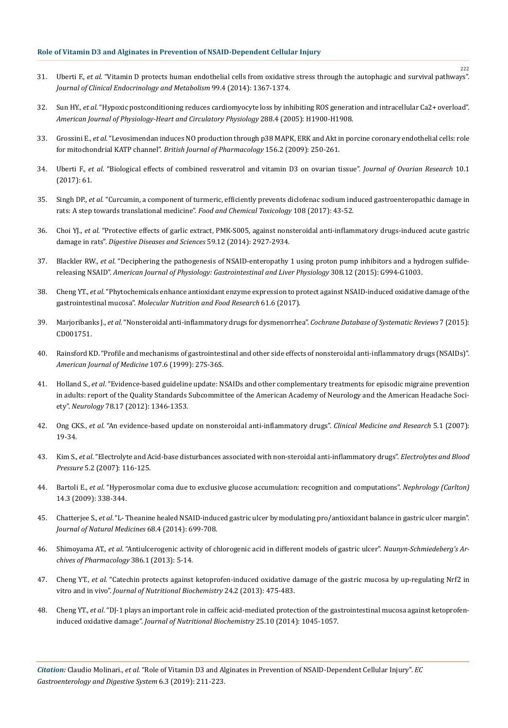31. Uberti F., *et al*. "Vitamin D protects human endothelial cells from oxidative stress through the autophagic and survival pathways". *Journal of Clinical Endocrinology and Metabolism* 99.4 (2014): 1367-1374.

32. Sun HY., *et al*. "Hypoxic postconditioning reduces cardiomyocyte loss by inhibiting ROS generation and intracellular Ca2+ overload". *American Journal of Physiology-Heart and Circulatory Physiology* 288.4 (2005): H1900-H1908.

33. Grossini E., *et al*. "Levosimendan induces NO production through p38 MAPK, ERK and Akt in porcine coronary endothelial cells: role for mitochondrial KATP channel". *British Journal of Pharmacology* 156.2 (2009): 250-261.

34. Uberti F., *et al*. "Biological effects of combined resveratrol and vitamin D3 on ovarian tissue". *Journal of Ovarian Research* 10.1 (2017): 61.

35. Singh DP., *et al*. "Curcumin, a component of turmeric, efficiently prevents diclofenac sodium induced gastroenteropathic damage in rats: A step towards translational medicine". *Food and Chemical Toxicology* 108 (2017): 43-52.

36. Choi YJ., *et al*. "Protective effects of garlic extract, PMK-S005, against nonsteroidal anti-inflammatory drugs-induced acute gastric damage in rats". *Digestive Diseases and Sciences* 59.12 (2014): 2927-2934.

37. Blackler RW., *et al*. "Deciphering the pathogenesis of NSAID-enteropathy 1 using proton pump inhibitors and a hydrogen sulfide-releasing NSAID". *American Journal of Physiology: Gastrointestinal and Liver Physiology* 308.12 (2015): G994-G1003.

38. Cheng YT., *et al*. "Phytochemicals enhance antioxidant enzyme expression to protect against NSAID-induced oxidative damage of the gastrointestinal mucosa". *Molecular Nutrition and Food Research* 61.6 (2017).

39. Marjoribanks J., *et al*. "Nonsteroidal anti-inflammatory drugs for dysmenorrhea". *Cochrane Database of Systematic Reviews* 7 (2015): CD001751.

40. Rainsford KD. "Profile and mechanisms of gastrointestinal and other side effects of nonsteroidal anti-inflammatory drugs (NSAIDs)". *American Journal of Medicine* 107.6 (1999): 27S-36S.

41. Holland S., *et al*. "Evidence-based guideline update: NSAIDs and other complementary treatments for episodic migraine prevention in adults: report of the Quality Standards Subcommittee of the American Academy of Neurology and the American Headache Society". *Neurology* 78.17 (2012): 1346-1353.

42. Ong CKS., *et al*. "An evidence-based update on nonsteroidal anti-inflammatory drugs". *Clinical Medicine and Research* 5.1 (2007): 19-34.

43. Kim S., *et al*. "Electrolyte and Acid-base disturbances associated with non-steroidal anti-inflammatory drugs". *Electrolytes and Blood Pressure* 5.2 (2007): 116-125.

44. Bartoli E., *et al*. "Hyperosmolar coma due to exclusive glucose accumulation: recognition and computations". *Nephrology (Carlton)* 14.3 (2009): 338-344.

45. Chatterjee S., *et al*. "L- Theanine healed NSAID-induced gastric ulcer by modulating pro/antioxidant balance in gastric ulcer margin". *Journal of Natural Medicines* 68.4 (2014): 699-708.

46. Shimoyama AT., *et al*. "Antiulcerogenic activity of chlorogenic acid in different models of gastric ulcer". *Naunyn-Schmiedeberg's Archives of Pharmacology* 386.1 (2013): 5-14.

47. Cheng YT., *et al*. "Catechin protects against ketoprofen-induced oxidative damage of the gastric mucosa by up-regulating Nrf2 in vitro and in vivo". *Journal of Nutritional Biochemistry* 24.2 (2013): 475-483.

48. Cheng YT., *et al*. "DJ-1 plays an important role in caffeic acid-mediated protection of the gastrointestinal mucosa against ketoprofen-induced oxidative damage". *Journal of Nutritional Biochemistry* 25.10 (2014): 1045-1057.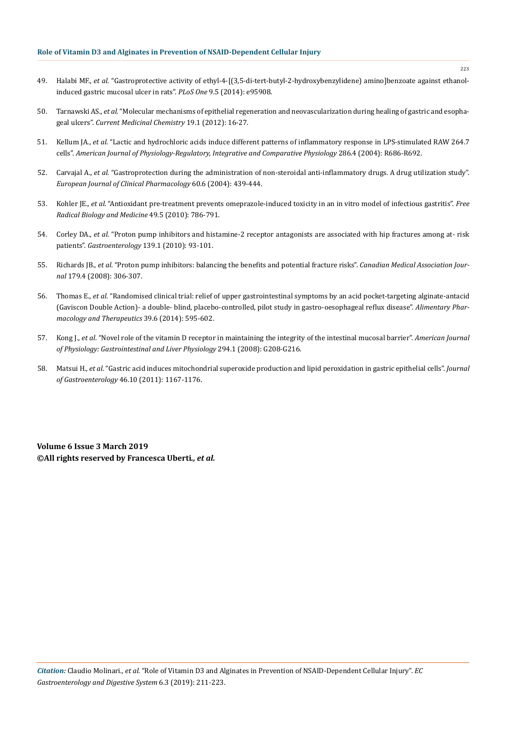49. Halabi MF., *et al.* "Gastroprotective activity of ethyl-4-[(3,5-di-tert-butyl-2-hydroxybenzylidene) amino]benzoate against ethanol-induced gastric mucosal ulcer in rats". *PLoS One* 9.5 (2014): e95908.

50. Tarnawski AS., *et al.* "Molecular mechanisms of epithelial regeneration and neovascularization during healing of gastric and esophageal ulcers". *Current Medicinal Chemistry* 19.1 (2012): 16-27.

51. Kellum JA., *et al.* "Lactic and hydrochloric acids induce different patterns of inflammatory response in LPS-stimulated RAW 264.7 cells". *American Journal of Physiology-Regulatory, Integrative and Comparative Physiology* 286.4 (2004): R686-R692.

52. Carvajal A., *et al.* "Gastroprotection during the administration of non-steroidal anti-inflammatory drugs. A drug utilization study". *European Journal of Clinical Pharmacology* 60.6 (2004): 439-444.

53. Kohler JE., *et al.* "Antioxidant pre-treatment prevents omeprazole-induced toxicity in an in vitro model of infectious gastritis". *Free Radical Biology and Medicine* 49.5 (2010): 786-791.

54. Corley DA., *et al.* "Proton pump inhibitors and histamine-2 receptor antagonists are associated with hip fractures among at- risk patients". *Gastroenterology* 139.1 (2010): 93-101.

55. Richards JB., *et al.* "Proton pump inhibitors: balancing the benefits and potential fracture risks". *Canadian Medical Association Journal* 179.4 (2008): 306-307.

56. Thomas E., *et al.* "Randomised clinical trial: relief of upper gastrointestinal symptoms by an acid pocket-targeting alginate-antacid (Gaviscon Double Action)- a double- blind, placebo-controlled, pilot study in gastro-oesophageal reflux disease". *Alimentary Pharmacology and Therapeutics* 39.6 (2014): 595-602.

57. Kong J., *et al.* "Novel role of the vitamin D receptor in maintaining the integrity of the intestinal mucosal barrier". *American Journal of Physiology: Gastrointestinal and Liver Physiology* 294.1 (2008): G208-G216.

58. Matsui H., *et al.* "Gastric acid induces mitochondrial superoxide production and lipid peroxidation in gastric epithelial cells". *Journal of Gastroenterology* 46.10 (2011): 1167-1176.

**Volume 6 Issue 3 March 2019**
**©All rights reserved by Francesca Uberti*., et al.***